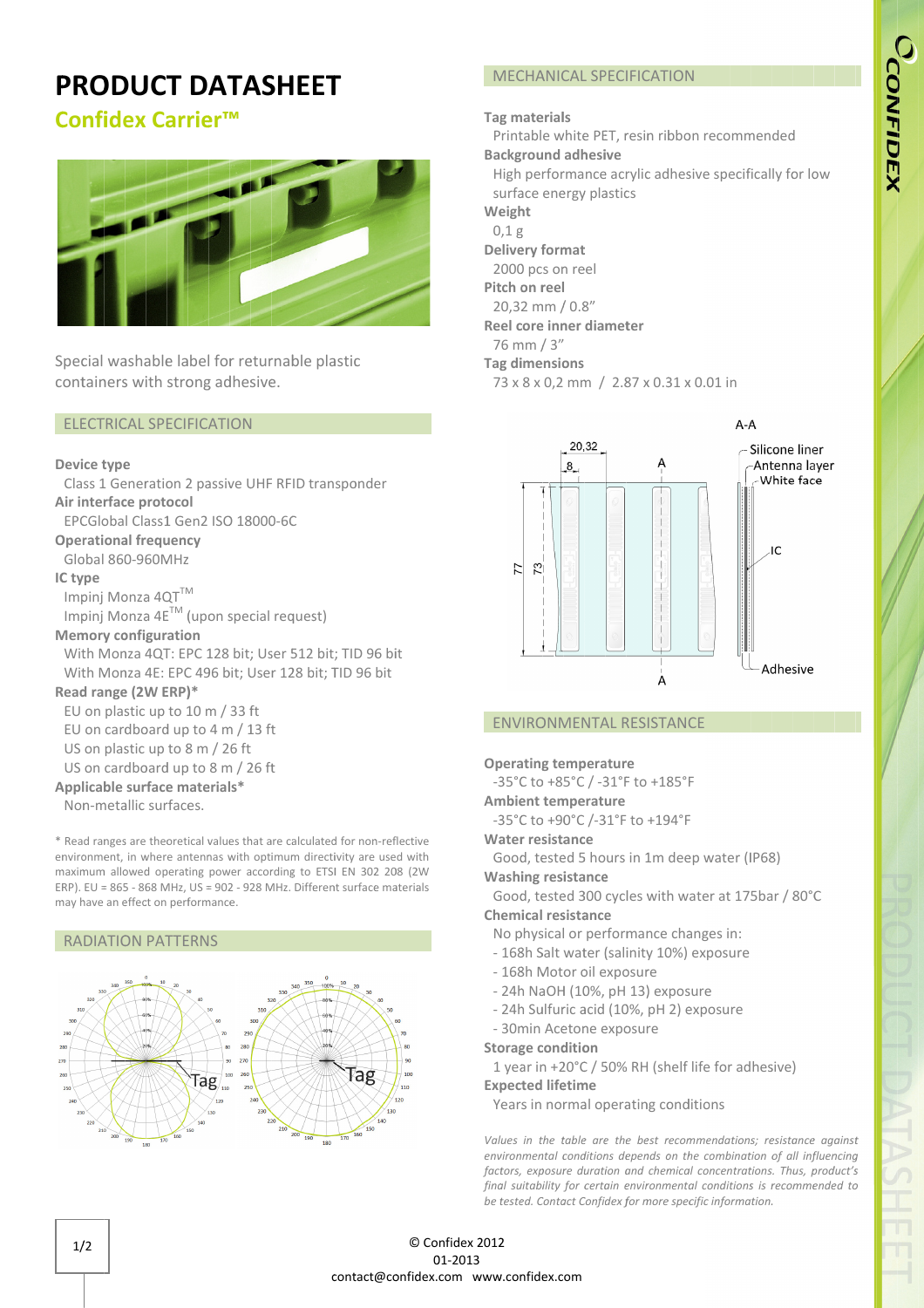# PRODUCT DATASHEET

## Confidex Carrier™

Special washable label for returnable plastic containers with strong adhesive.

## ELECTRICAL SPECIFICATION

**Device type**
Class 1 Generation 2 passive UHF RFID transponder

**Air interface protocol**
EPCGlobal Class1 Gen2 ISO 18000-6C

**Operational frequency**
Global 860-960MHz

**IC type**
Impinj Monza 4QT™
Impinj Monza 4E™ (upon special request)

**Memory configuration**
With Monza 4QT: EPC 128 bit; User 512 bit; TID 96 bit
With Monza 4E: EPC 496 bit; User 128 bit; TID 96 bit

**Read range (2W ERP)***
EU on plastic up to 10 m / 33 ft
EU on cardboard up to 4 m / 13 ft
US on plastic up to 8 m / 26 ft
US on cardboard up to 8 m / 26 ft

**Applicable surface materials***
Non-metallic surfaces.

* Read ranges are theoretical values that are calculated for non-reflective environment, in where antennas with optimum directivity are used with maximum allowed operating power according to ETSI EN 302 208 (2W ERP). EU = 865 - 868 MHz, US = 902 - 928 MHz. Different surface materials may have an effect on performance.

## RADIATION PATTERNS

## MECHANICAL SPECIFICATION

**Tag materials**
Printable white PET, resin ribbon recommended

**Background adhesive**
High performance acrylic adhesive specifically for low surface energy plastics

**Weight**
0,1 g

**Delivery format**
2000 pcs on reel

**Pitch on reel**
20,32 mm / 0.8"

**Reel core inner diameter**
76 mm / 3"

**Tag dimensions**
73 x 8 x 0,2 mm / 2.87 x 0.31 x 0.01 in

## ENVIRONMENTAL RESISTANCE

**Operating temperature**
-35°C to +85°C / -31°F to +185°F

**Ambient temperature**
-35°C to +90°C /-31°F to +194°F

**Water resistance**
Good, tested 5 hours in 1m deep water (IP68)

**Washing resistance**
Good, tested 300 cycles with water at 175bar / 80°C

**Chemical resistance**
No physical or performance changes in:
- 168h Salt water (salinity 10%) exposure
- 168h Motor oil exposure
- 24h NaOH (10%, pH 13) exposure
- 24h Sulfuric acid (10%, pH 2) exposure
- 30min Acetone exposure

**Storage condition**
1 year in +20°C / 50% RH (shelf life for adhesive)

**Expected lifetime**
Years in normal operating conditions

*Values in the table are the best recommendations; resistance against environmental conditions depends on the combination of all influencing factors, exposure duration and chemical concentrations. Thus, product's final suitability for certain environmental conditions is recommended to be tested. Contact Confidex for more specific information.*

© Confidex 2012
01-2013
contact@confidex.com www.confidex.com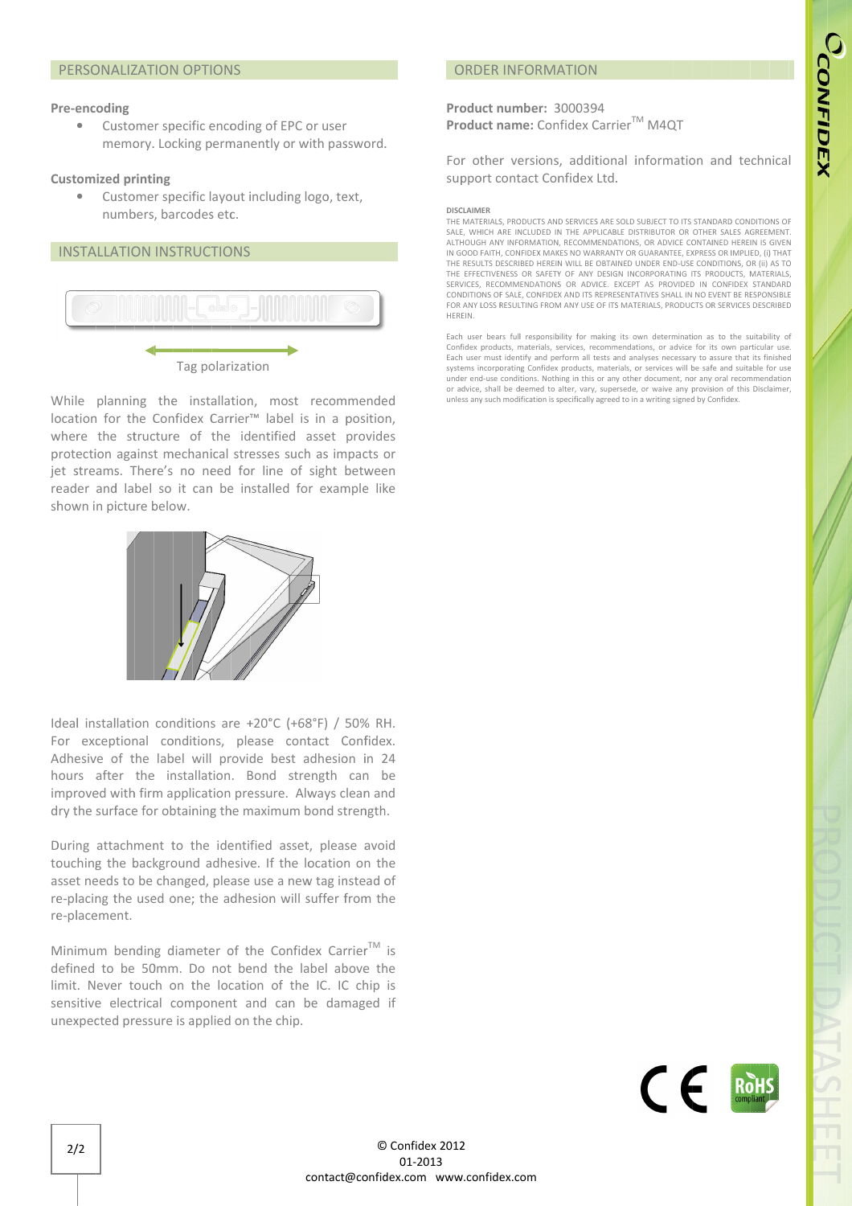## PERSONALIZATION OPTIONS

**Pre-encoding**

- Customer specific encoding of EPC or user memory. Locking permanently or with password.

**Customized printing**

- Customer specific layout including logo, text, numbers, barcodes etc.

## INSTALLATION INSTRUCTIONS

Tag polarization

While planning the installation, most recommended location for the Confidex Carrier™ label is in a position, where the structure of the identified asset provides protection against mechanical stresses such as impacts or jet streams. There's no need for line of sight between reader and label so it can be installed for example like shown in picture below.

Ideal installation conditions are +20°C (+68°F) / 50% RH. For exceptional conditions, please contact Confidex. Adhesive of the label will provide best adhesion in 24 hours after the installation. Bond strength can be improved with firm application pressure. Always clean and dry the surface for obtaining the maximum bond strength.

During attachment to the identified asset, please avoid touching the background adhesive. If the location on the asset needs to be changed, please use a new tag instead of re-placing the used one; the adhesion will suffer from the re-placement.

Minimum bending diameter of the Confidex Carrier™ is defined to be 50mm. Do not bend the label above the limit. Never touch on the location of the IC. IC chip is sensitive electrical component and can be damaged if unexpected pressure is applied on the chip.

## ORDER INFORMATION

**Product number:** 3000394
**Product name:** Confidex Carrier™ M4QT

For other versions, additional information and technical support contact Confidex Ltd.

**DISCLAIMER**

THE MATERIALS, PRODUCTS AND SERVICES ARE SOLD SUBJECT TO ITS STANDARD CONDITIONS OF SALE, WHICH ARE INCLUDED IN THE APPLICABLE DISTRIBUTOR OR OTHER SALES AGREEMENT. ALTHOUGH ANY INFORMATION, RECOMMENDATIONS, OR ADVICE CONTAINED HEREIN IS GIVEN IN GOOD FAITH, CONFIDEX MAKES NO WARRANTY OR GUARANTEE, EXPRESS OR IMPLIED, (i) THAT THE RESULTS DESCRIBED HEREIN WILL BE OBTAINED UNDER END-USE CONDITIONS, OR (ii) AS TO THE EFFECTIVENESS OR SAFETY OF ANY DESIGN INCORPORATING ITS PRODUCTS, MATERIALS, SERVICES, RECOMMENDATIONS OR ADVICE. EXCEPT AS PROVIDED IN CONFIDEX STANDARD CONDITIONS OF SALE, CONFIDEX AND ITS REPRESENTATIVES SHALL IN NO EVENT BE RESPONSIBLE FOR ANY LOSS RESULTING FROM ANY USE OF ITS MATERIALS, PRODUCTS OR SERVICES DESCRIBED HEREIN.

Each user bears full responsibility for making its own determination as to the suitability of Confidex products, materials, services, recommendations, or advice for its own particular use. Each user must identify and perform all tests and analyses necessary to assure that its finished systems incorporating Confidex products, materials, or services will be safe and suitable for use under end-use conditions. Nothing in this or any other document, nor any oral recommendation or advice, shall be deemed to alter, vary, supersede, or waive any provision of this Disclaimer, unless any such modification is specifically agreed to in a writing signed by Confidex.

© Confidex 2012
01-2013
contact@confidex.com www.confidex.com